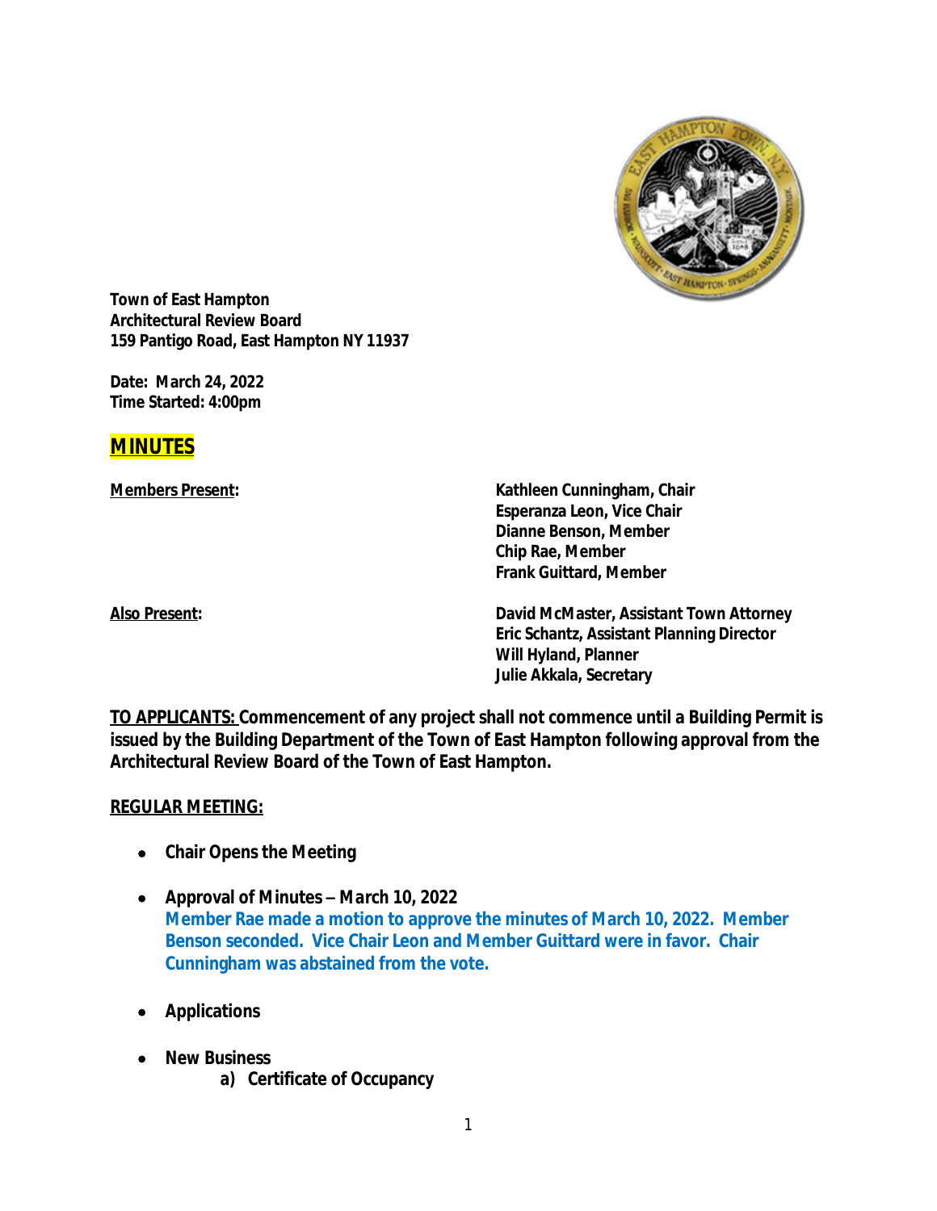**Town of East Hampton**
**Architectural Review Board**
**159 Pantigo Road, East Hampton NY 11937**

**Date: March 24, 2022**
**Time Started: 4:00pm**

# MINUTES

| **Members Present:** | **Kathleen Cunningham, Chair** |
| --- | --- |
| | **Esperanza Leon, Vice Chair** |
| | **Dianne Benson, Member** |
| | **Chip Rae, Member** |
| | **Frank Guittard, Member** |
| **Also Present:** | **David McMaster, Assistant Town Attorney** |
| | **Eric Schantz, Assistant Planning Director** |
| | **Will Hyland, Planner** |
| | **Julie Akkala, Secretary** |

**TO APPLICANTS: Commencement of any project shall not commence until a Building Permit is issued by the Building Department of the Town of East Hampton following approval from the Architectural Review Board of the Town of East Hampton.**

**REGULAR MEETING:**

- **Chair Opens the Meeting**
- **Approval of Minutes – March 10, 2022**
  **Member Rae made a motion to approve the minutes of March 10, 2022. Member Benson seconded. Vice Chair Leon and Member Guittard were in favor. Chair Cunningham was abstained from the vote.**
- **Applications**
- **New Business**
  - **a) Certificate of Occupancy**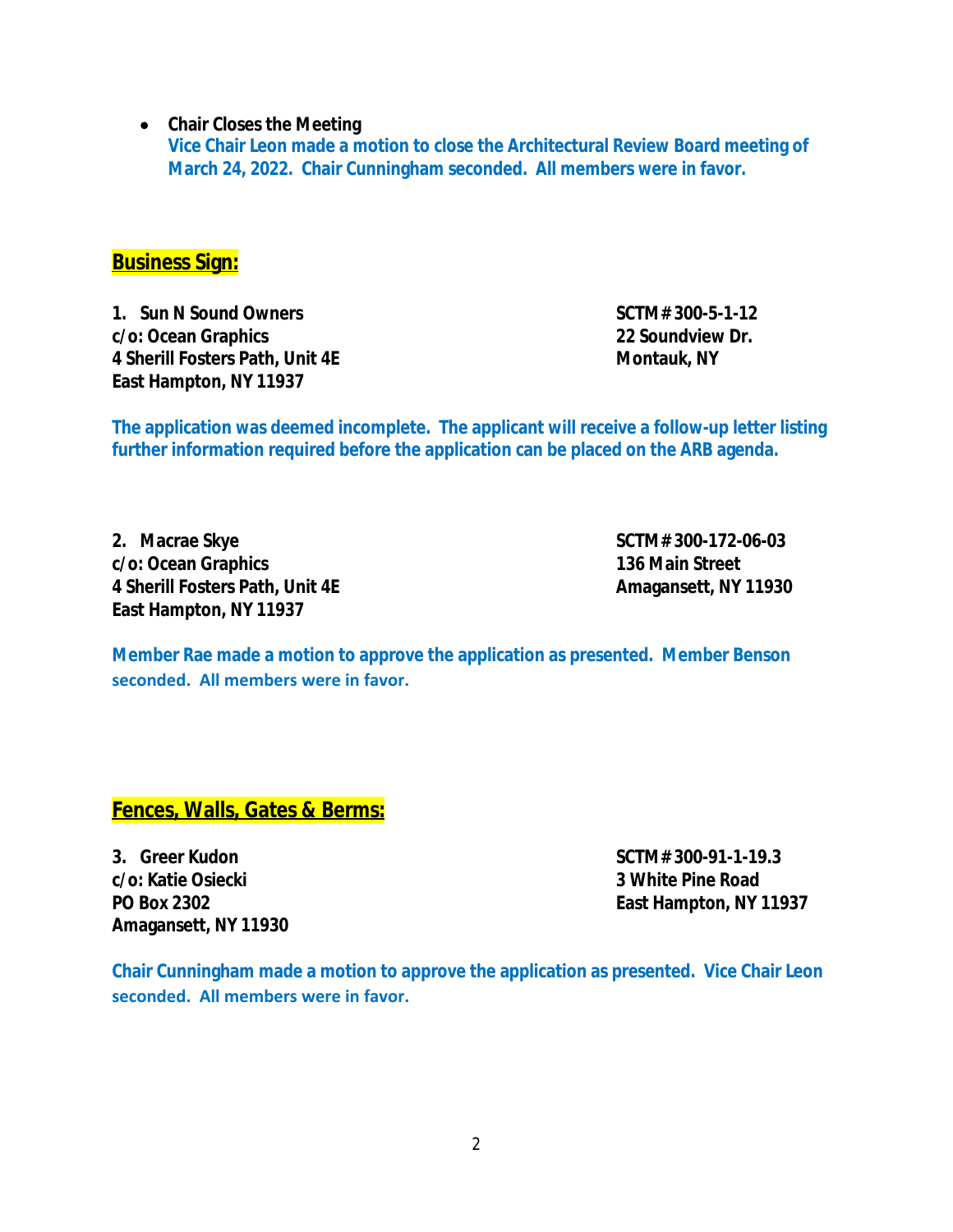- **Chair Closes the Meeting**
  **Vice Chair Leon made a motion to close the Architectural Review Board meeting of March 24, 2022. Chair Cunningham seconded. All members were in favor.**

## Business Sign:

**1. Sun N Sound Owners**
**c/o: Ocean Graphics**
**4 Sherill Fosters Path, Unit 4E**
**East Hampton, NY 11937**

**SCTM# 300-5-1-12**
**22 Soundview Dr.**
**Montauk, NY**

**The application was deemed incomplete. The applicant will receive a follow-up letter listing further information required before the application can be placed on the ARB agenda.**

**2. Macrae Skye**
**c/o: Ocean Graphics**
**4 Sherill Fosters Path, Unit 4E**
**East Hampton, NY 11937**

**SCTM# 300-172-06-03**
**136 Main Street**
**Amagansett, NY 11930**

**Member Rae made a motion to approve the application as presented. Member Benson seconded. All members were in favor.**

## Fences, Walls, Gates & Berms:

**3. Greer Kudon**
**c/o: Katie Osiecki**
**PO Box 2302**
**Amagansett, NY 11930**

**SCTM# 300-91-1-19.3**
**3 White Pine Road**
**East Hampton, NY 11937**

**Chair Cunningham made a motion to approve the application as presented. Vice Chair Leon seconded. All members were in favor.**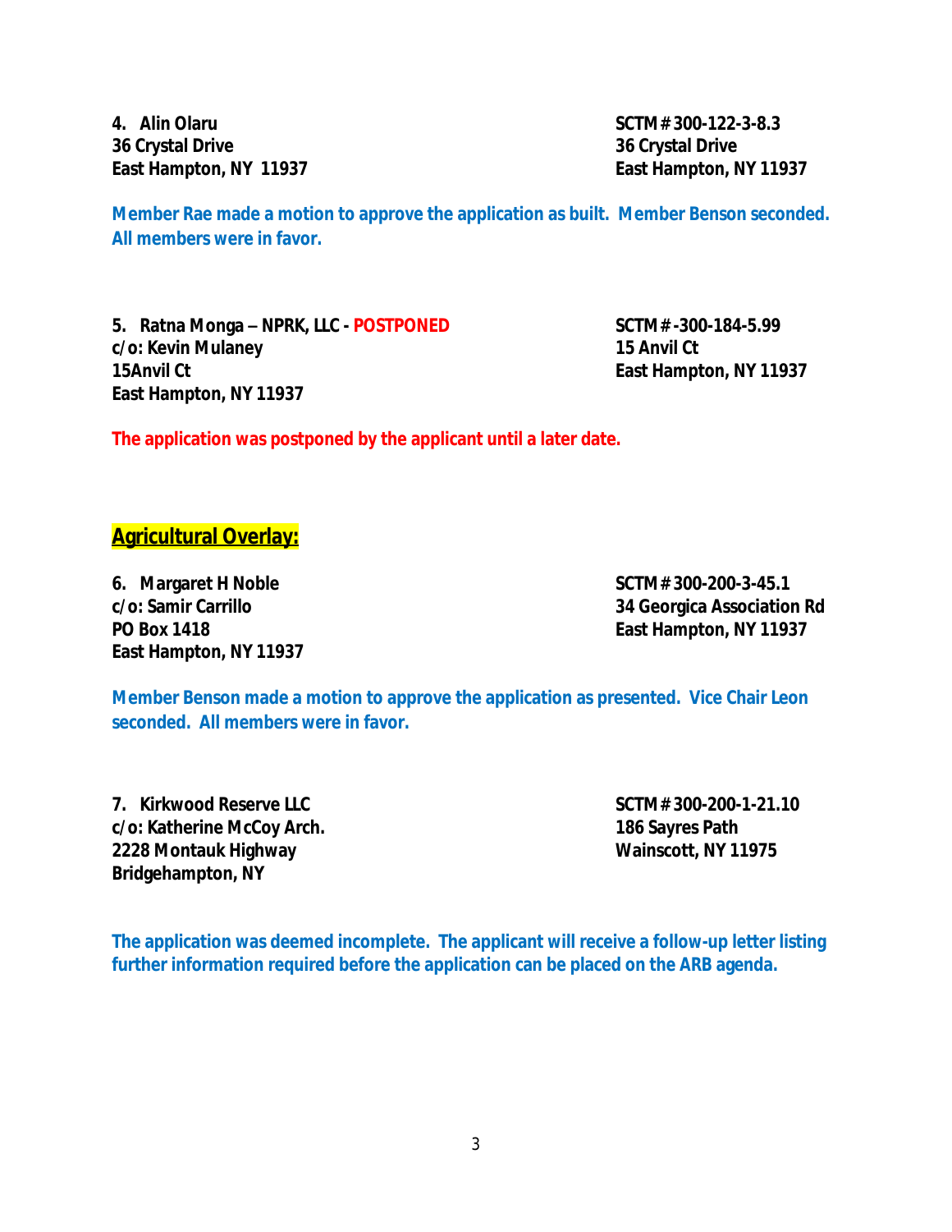**4. Alin Olaru**
**36 Crystal Drive**
**East Hampton, NY 11937**

**SCTM# 300-122-3-8.3**
**36 Crystal Drive**
**East Hampton, NY 11937**

**Member Rae made a motion to approve the application as built. Member Benson seconded. All members were in favor.**

**5. Ratna Monga – NPRK, LLC - POSTPONED**
**c/o: Kevin Mulaney**
**15Anvil Ct**
**East Hampton, NY 11937**

**SCTM# -300-184-5.99**
**15 Anvil Ct**
**East Hampton, NY 11937**

**The application was postponed by the applicant until a later date.**

## Agricultural Overlay:

**6. Margaret H Noble**
**c/o: Samir Carrillo**
**PO Box 1418**
**East Hampton, NY 11937**

**SCTM# 300-200-3-45.1**
**34 Georgica Association Rd**
**East Hampton, NY 11937**

**Member Benson made a motion to approve the application as presented. Vice Chair Leon seconded. All members were in favor.**

**7. Kirkwood Reserve LLC**
**c/o: Katherine McCoy Arch.**
**2228 Montauk Highway**
**Bridgehampton, NY**

**SCTM# 300-200-1-21.10**
**186 Sayres Path**
**Wainscott, NY 11975**

**The application was deemed incomplete. The applicant will receive a follow-up letter listing further information required before the application can be placed on the ARB agenda.**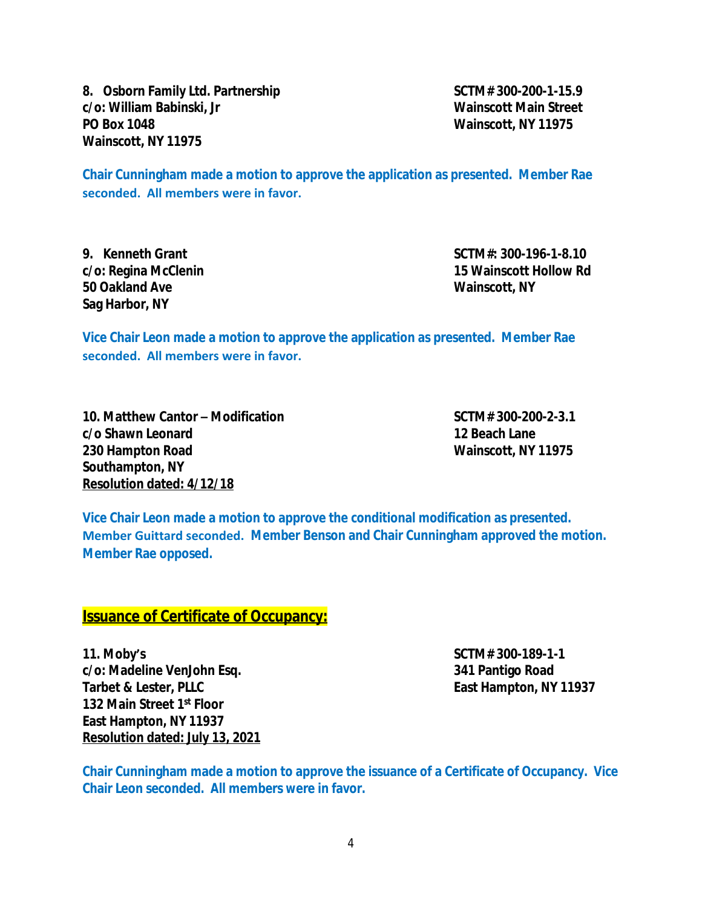**8. Osborn Family Ltd. Partnership**
**c/o: William Babinski, Jr**
**PO Box 1048**
**Wainscott, NY 11975**

**SCTM# 300-200-1-15.9**
**Wainscott Main Street**
**Wainscott, NY 11975**

**Chair Cunningham made a motion to approve the application as presented. Member Rae seconded. All members were in favor.**

**9. Kenneth Grant**
**c/o: Regina McClenin**
**50 Oakland Ave**
**Sag Harbor, NY**

**SCTM#: 300-196-1-8.10**
**15 Wainscott Hollow Rd**
**Wainscott, NY**

**Vice Chair Leon made a motion to approve the application as presented. Member Rae seconded. All members were in favor.**

**10. Matthew Cantor – Modification**
**c/o Shawn Leonard**
**230 Hampton Road**
**Southampton, NY**
**Resolution dated: 4/12/18**

**SCTM# 300-200-2-3.1**
**12 Beach Lane**
**Wainscott, NY 11975**

**Vice Chair Leon made a motion to approve the conditional modification as presented. Member Guittard seconded. Member Benson and Chair Cunningham approved the motion. Member Rae opposed.**

## Issuance of Certificate of Occupancy:

**11. Moby's**
**c/o: Madeline VenJohn Esq.**
**Tarbet & Lester, PLLC**
**132 Main Street 1st Floor**
**East Hampton, NY 11937**
**Resolution dated: July 13, 2021**

**SCTM# 300-189-1-1**
**341 Pantigo Road**
**East Hampton, NY 11937**

**Chair Cunningham made a motion to approve the issuance of a Certificate of Occupancy. Vice Chair Leon seconded. All members were in favor.**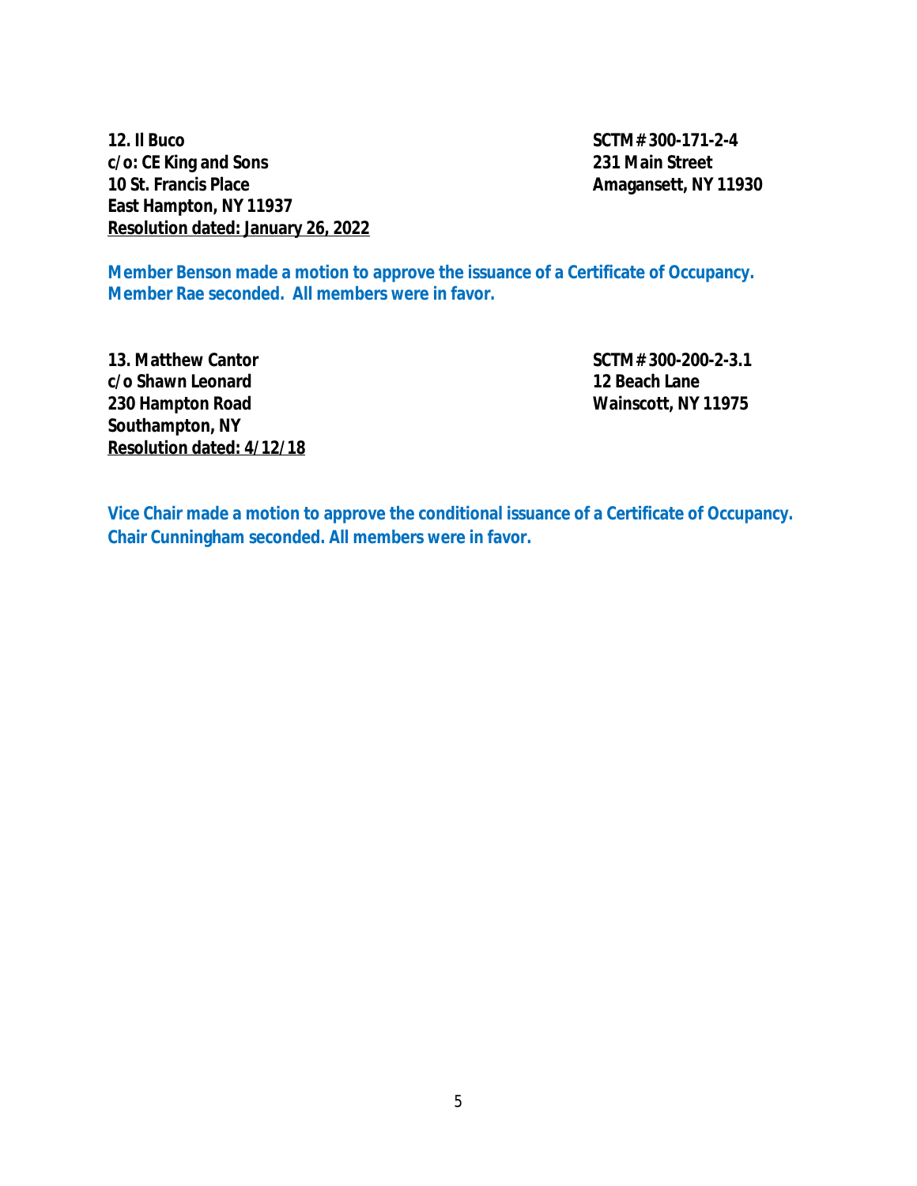**12. Il Buco**
**c/o: CE King and Sons**
**10 St. Francis Place**
**East Hampton, NY 11937**
**<u>Resolution dated: January 26, 2022</u>**

**SCTM# 300-171-2-4**
**231 Main Street**
**Amagansett, NY 11930**

**Member Benson made a motion to approve the issuance of a Certificate of Occupancy. Member Rae seconded. All members were in favor.**

**13. Matthew Cantor**
**c/o Shawn Leonard**
**230 Hampton Road**
**Southampton, NY**
**<u>Resolution dated: 4/12/18</u>**

**SCTM# 300-200-2-3.1**
**12 Beach Lane**
**Wainscott, NY 11975**

**Vice Chair made a motion to approve the conditional issuance of a Certificate of Occupancy. Chair Cunningham seconded. All members were in favor.**